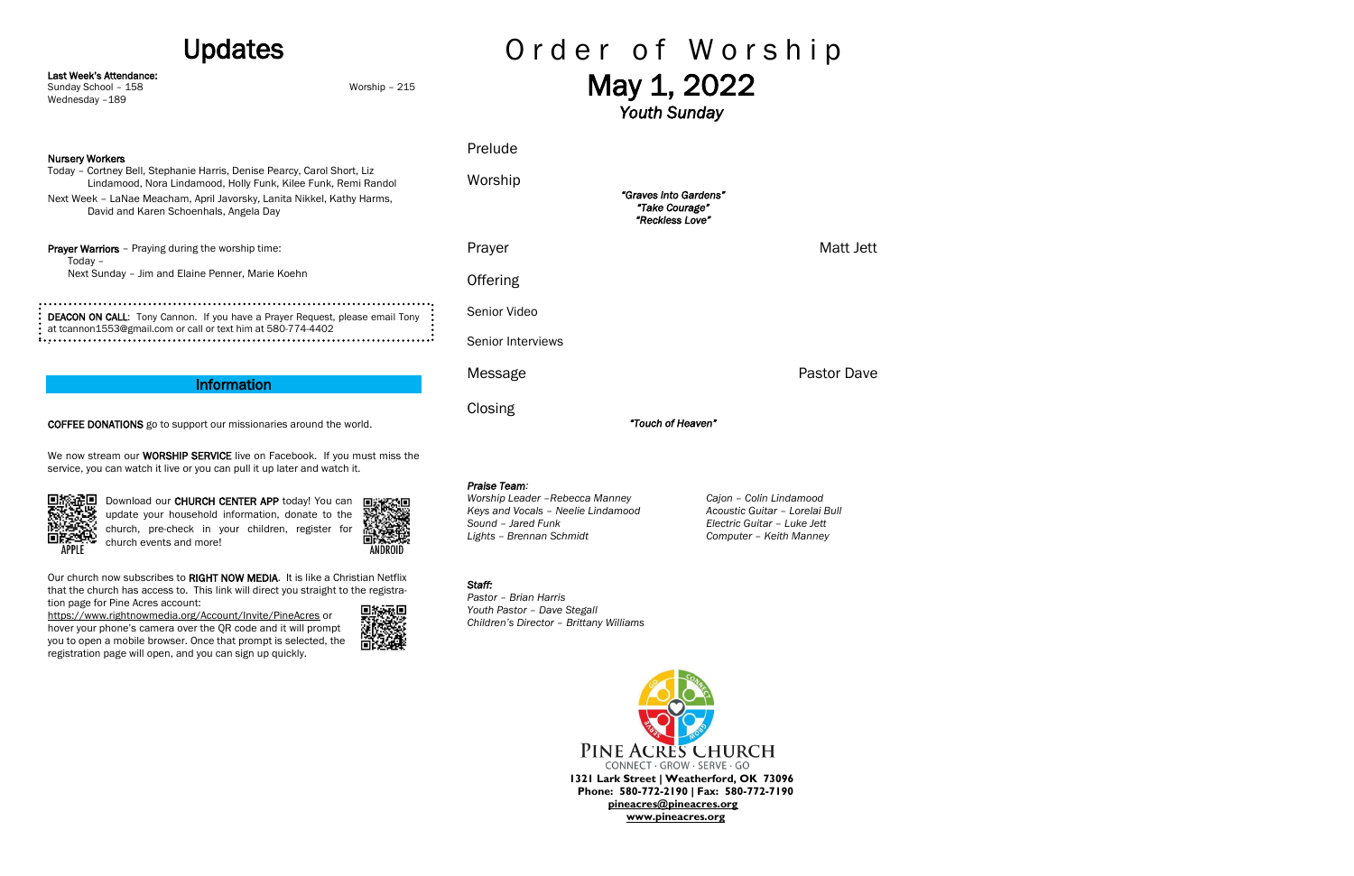# Updates

**Last Week's Attendance:**
Sunday School – 158
Wednesday –189
Worship – 215

**Nursery Workers**
Today – Cortney Bell, Stephanie Harris, Denise Pearcy, Carol Short, Liz Lindamood, Nora Lindamood, Holly Funk, Kilee Funk, Remi Randol
Next Week – LaNae Meacham, April Javorsky, Lanita Nikkel, Kathy Harms, David and Karen Schoenhals, Angela Day

**Prayer Warriors** – Praying during the worship time:
Today –
Next Sunday – Jim and Elaine Penner, Marie Koehn

**DEACON ON CALL**: Tony Cannon. If you have a Prayer Request, please email Tony at tcannon1553@gmail.com or call or text him at 580-774-4402

## Information

**COFFEE DONATIONS** go to support our missionaries around the world.

We now stream our **WORSHIP SERVICE** live on Facebook. If you must miss the service, you can watch it live or you can pull it up later and watch it.

Download our **CHURCH CENTER APP** today! You can update your household information, donate to the church, pre-check in your children, register for church events and more!

APPLE ANDROID

Our church now subscribes to **RIGHT NOW MEDIA**. It is like a Christian Netflix that the church has access to. This link will direct you straight to the registration page for Pine Acres account:
https://www.rightnowmedia.org/Account/Invite/PineAcres or hover your phone's camera over the QR code and it will prompt you to open a mobile browser. Once that prompt is selected, the registration page will open, and you can sign up quickly.

# Order of Worship

## May 1, 2022

*Youth Sunday*

Prelude

Worship

*"Graves Into Gardens"*
*"Take Courage"*
*"Reckless Love"*

Prayer — Matt Jett

Offering

Senior Video

Senior Interviews

Message — Pastor Dave

Closing

*"Touch of Heaven"*

***Praise Team:***
*Worship Leader –Rebecca Manney*
*Keys and Vocals – Neelie Lindamood*
*Sound – Jared Funk*
*Lights – Brennan Schmidt*
*Cajon – Colin Lindamood*
*Acoustic Guitar – Lorelai Bull*
*Electric Guitar – Luke Jett*
*Computer – Keith Manney*

***Staff:***
*Pastor – Brian Harris*
*Youth Pastor – Dave Stegall*
*Children's Director – Brittany Williams*

PINE ACRES CHURCH
CONNECT · GROW · SERVE · GO
**1321 Lark Street | Weatherford, OK 73096**
**Phone: 580-772-2190 | Fax: 580-772-7190**
**pineacres@pineacres.org**
**www.pineacres.org**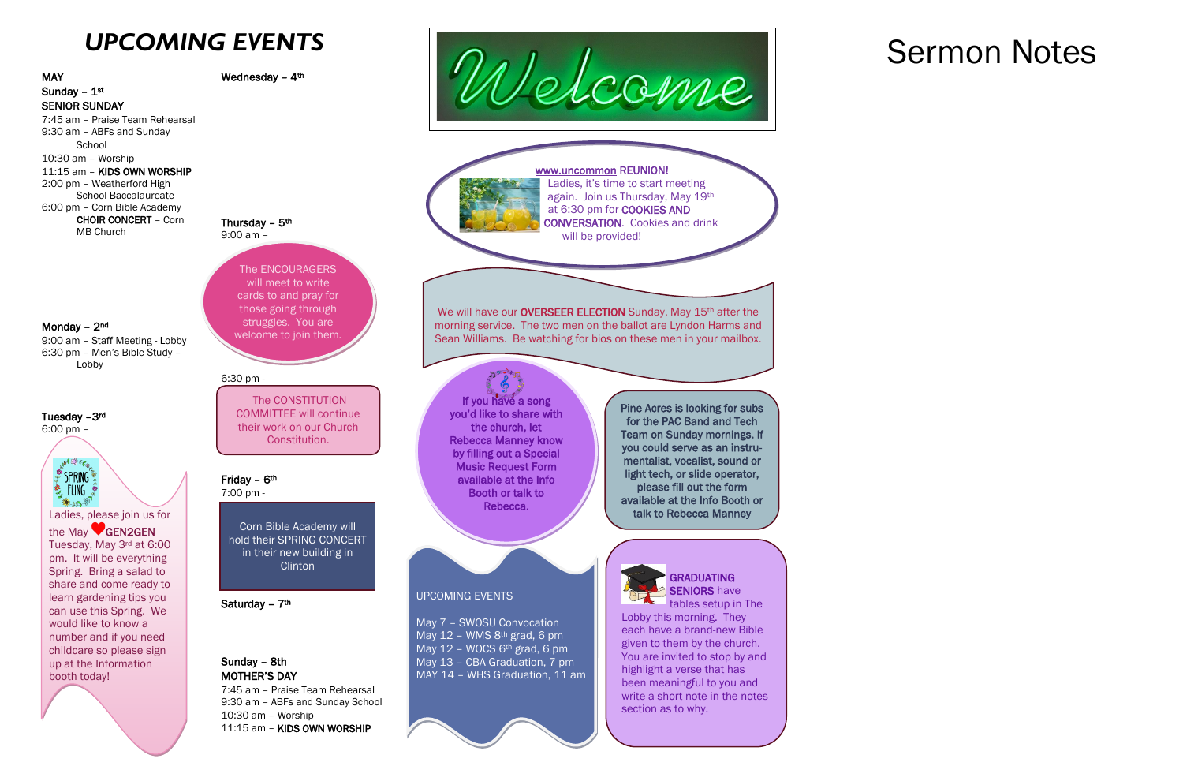# UPCOMING EVENTS

**MAY**

**Sunday – 1st**
**SENIOR SUNDAY**
7:45 am – Praise Team Rehearsal
9:30 am – ABFs and Sunday School
10:30 am – Worship
11:15 am – **KIDS OWN WORSHIP**
2:00 pm – Weatherford High School Baccalaureate
6:00 pm – Corn Bible Academy **CHOIR CONCERT** – Corn MB Church

**Monday – 2nd**
9:00 am – Staff Meeting - Lobby
6:30 pm – Men's Bible Study – Lobby

**Tuesday –3rd**
6:00 pm –

SPRING FLING

Ladies, please join us for the May ♥**GEN2GEN** Tuesday, May 3rd at 6:00 pm. It will be everything Spring. Bring a salad to share and come ready to learn gardening tips you can use this Spring. We would like to know a number and if you need childcare so please sign up at the Information booth today!

**Wednesday – 4th**

**Thursday – 5th**
9:00 am –

The ENCOURAGERS will meet to write cards to and pray for those going through struggles. You are welcome to join them.

6:30 pm -

The CONSTITUTION COMMITTEE will continue their work on our Church Constitution.

**Friday – 6th**
7:00 pm -

Corn Bible Academy will hold their SPRING CONCERT in their new building in Clinton

**Saturday – 7th**

**Sunday – 8th**
**MOTHER'S DAY**
7:45 am – Praise Team Rehearsal
9:30 am – ABFs and Sunday School
10:30 am – Worship
11:15 am – **KIDS OWN WORSHIP**

Welcome

www.uncommon REUNION!
Ladies, it's time to start meeting again. Join us Thursday, May 19th at 6:30 pm for **COOKIES AND CONVERSATION**. Cookies and drink will be provided!

We will have our **OVERSEER ELECTION** Sunday, May 15th after the morning service. The two men on the ballot are Lyndon Harms and Sean Williams. Be watching for bios on these men in your mailbox.

If you have a song you'd like to share with the church, let Rebecca Manney know by filling out a Special Music Request Form available at the Info Booth or talk to Rebecca.

Pine Acres is looking for subs for the PAC Band and Tech Team on Sunday mornings. If you could serve as an instrumentalist, vocalist, sound or light tech, or slide operator, please fill out the form available at the Info Booth or talk to Rebecca Manney

UPCOMING EVENTS

May 7 – SWOSU Convocation
May 12 – WMS 8th grad, 6 pm
May 12 – WOCS 6th grad, 6 pm
May 13 – CBA Graduation, 7 pm
MAY 14 – WHS Graduation, 11 am

**GRADUATING SENIORS** have tables setup in The Lobby this morning. They each have a brand-new Bible given to them by the church. You are invited to stop by and highlight a verse that has been meaningful to you and write a short note in the notes section as to why.

# Sermon Notes